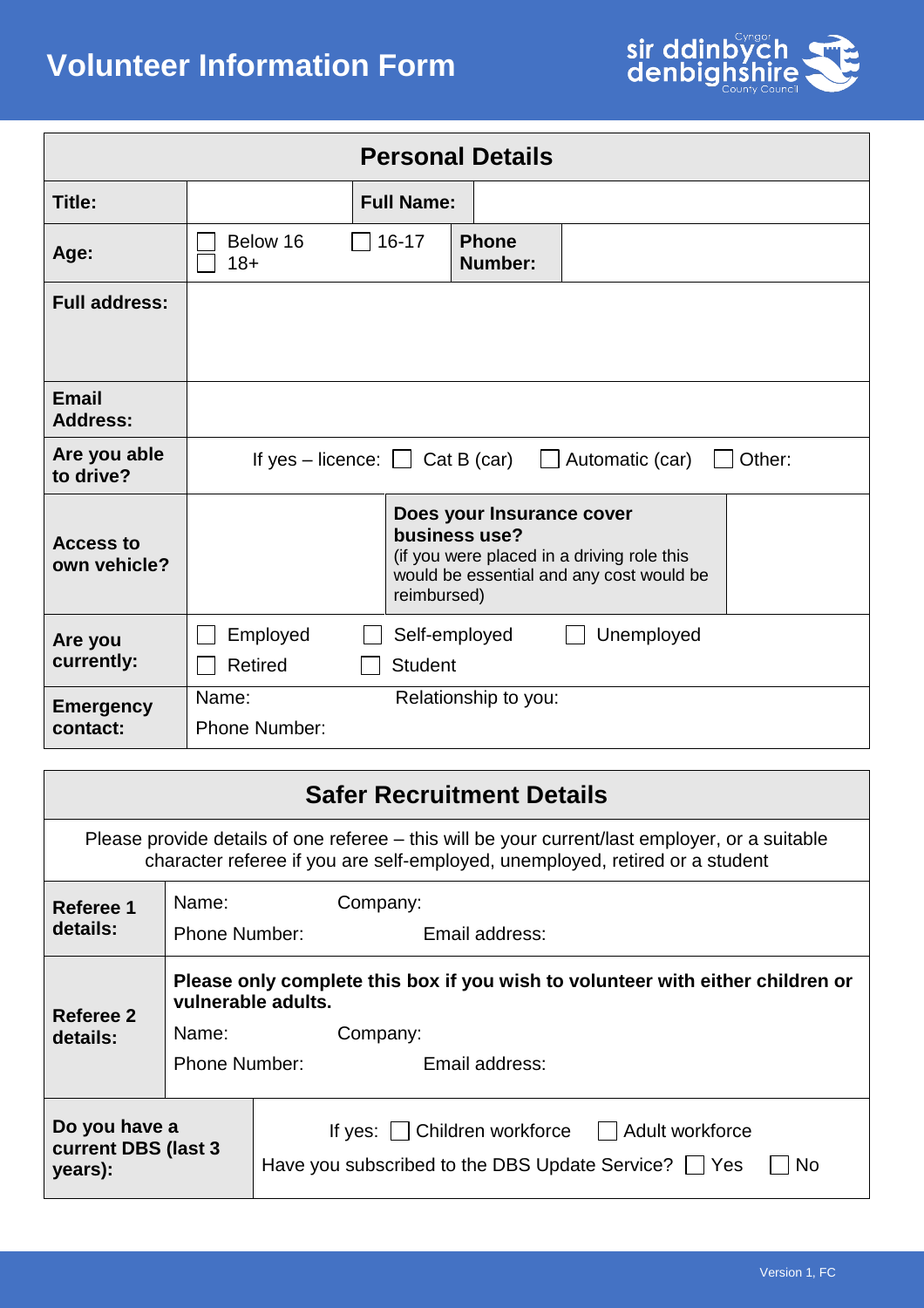# Volunteer Information Form

sir ddinbych denbighshire County Council

| Personal Details | | | |
|---|---|---|---|
| **Title:** | | **Full Name:** | |
| **Age:** | ☐ Below 16 ☐ 16-17 ☐ 18+ | **Phone Number:** | |
| **Full address:** | | | |
| **Email Address:** | | | |
| **Are you able to drive?** | If yes – licence: ☐ Cat B (car) ☐ Automatic (car) ☐ Other: | | |
| **Access to own vehicle?** | | **Does your Insurance cover business use?** (if you were placed in a driving role this would be essential and any cost would be reimbursed) | |
| **Are you currently:** | ☐ Employed ☐ Self-employed ☐ Unemployed ☐ Retired ☐ Student | | |
| **Emergency contact:** | Name: Relationship to you: Phone Number: | | |

| Safer Recruitment Details | |
|---|---|
| Please provide details of one referee – this will be your current/last employer, or a suitable character referee if you are self-employed, unemployed, retired or a student | |
| **Referee 1 details:** | Name: Company: Phone Number: Email address: |
| **Referee 2 details:** | **Please only complete this box if you wish to volunteer with either children or vulnerable adults.** Name: Company: Phone Number: Email address: |
| **Do you have a current DBS (last 3 years):** | If yes: ☐ Children workforce ☐ Adult workforce Have you subscribed to the DBS Update Service? ☐ Yes ☐ No |

Version 1, FC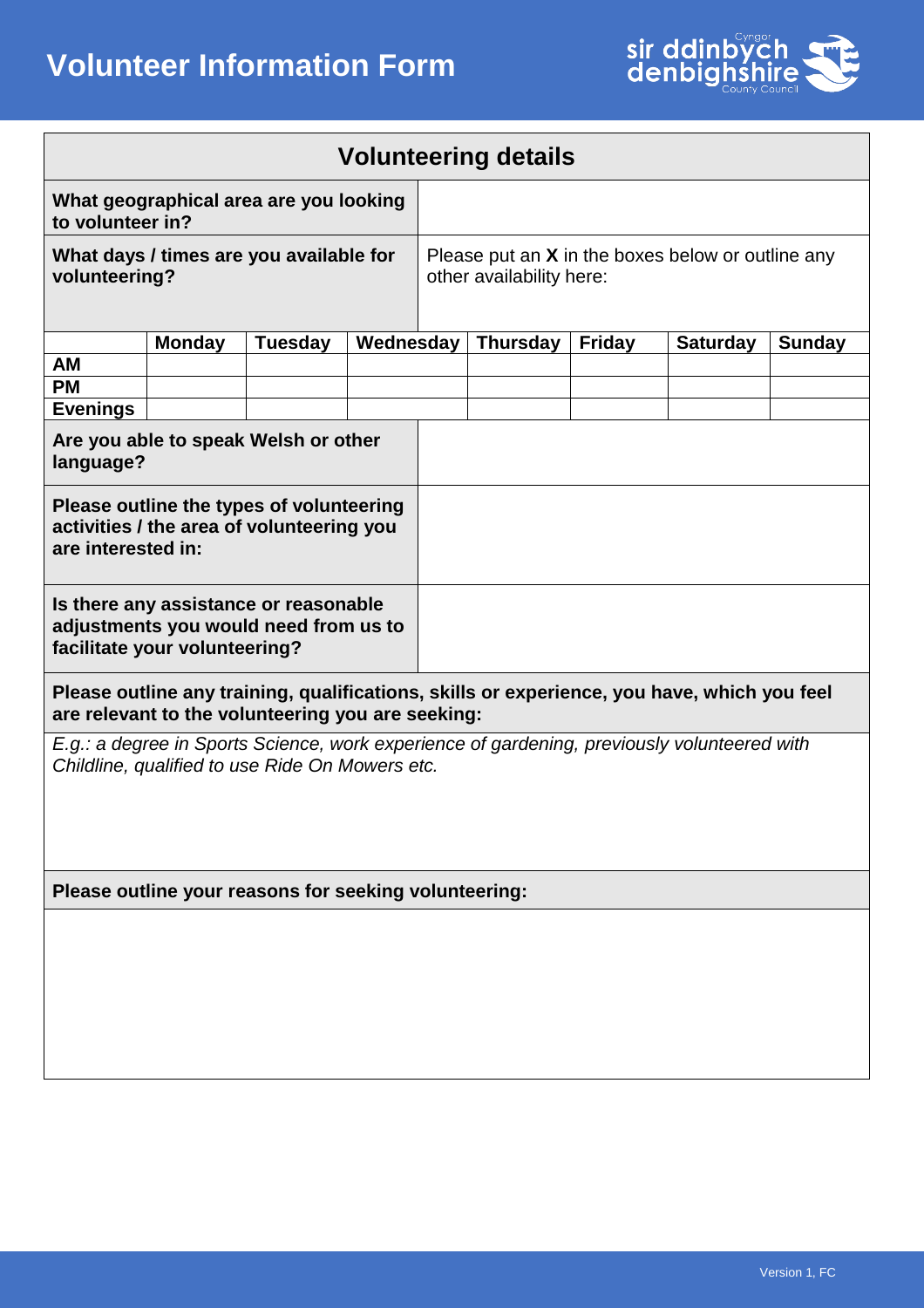# Volunteer Information Form

## Volunteering details

| | |
|---|---|
| **What geographical area are you looking to volunteer in?** | |
| **What days / times are you available for volunteering?** | Please put an **X** in the boxes below or outline any other availability here: |

| | **Monday** | **Tuesday** | **Wednesday** | **Thursday** | **Friday** | **Saturday** | **Sunday** |
|---|---|---|---|---|---|---|---|
| **AM** | | | | | | | |
| **PM** | | | | | | | |
| **Evenings** | | | | | | | |

| | |
|---|---|
| **Are you able to speak Welsh or other language?** | |
| **Please outline the types of volunteering activities / the area of volunteering you are interested in:** | |
| **Is there any assistance or reasonable adjustments you would need from us to facilitate your volunteering?** | |

**Please outline any training, qualifications, skills or experience, you have, which you feel are relevant to the volunteering you are seeking:**

*E.g.: a degree in Sports Science, work experience of gardening, previously volunteered with Childline, qualified to use Ride On Mowers etc.*

**Please outline your reasons for seeking volunteering:**

Version 1, FC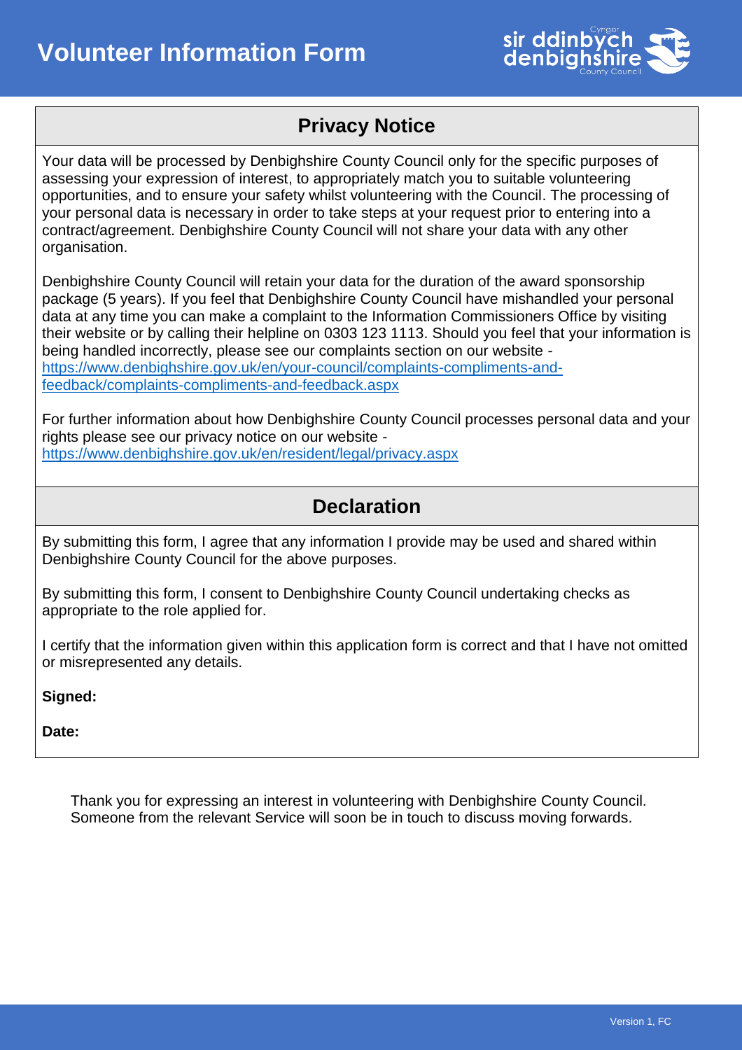# Volunteer Information Form

## Privacy Notice

Your data will be processed by Denbighshire County Council only for the specific purposes of assessing your expression of interest, to appropriately match you to suitable volunteering opportunities, and to ensure your safety whilst volunteering with the Council. The processing of your personal data is necessary in order to take steps at your request prior to entering into a contract/agreement. Denbighshire County Council will not share your data with any other organisation.

Denbighshire County Council will retain your data for the duration of the award sponsorship package (5 years). If you feel that Denbighshire County Council have mishandled your personal data at any time you can make a complaint to the Information Commissioners Office by visiting their website or by calling their helpline on 0303 123 1113. Should you feel that your information is being handled incorrectly, please see our complaints section on our website - https://www.denbighshire.gov.uk/en/your-council/complaints-compliments-and-feedback/complaints-compliments-and-feedback.aspx

For further information about how Denbighshire County Council processes personal data and your rights please see our privacy notice on our website - https://www.denbighshire.gov.uk/en/resident/legal/privacy.aspx

## Declaration

By submitting this form, I agree that any information I provide may be used and shared within Denbighshire County Council for the above purposes.

By submitting this form, I consent to Denbighshire County Council undertaking checks as appropriate to the role applied for.

I certify that the information given within this application form is correct and that I have not omitted or misrepresented any details.

**Signed:**

**Date:**

Thank you for expressing an interest in volunteering with Denbighshire County Council. Someone from the relevant Service will soon be in touch to discuss moving forwards.